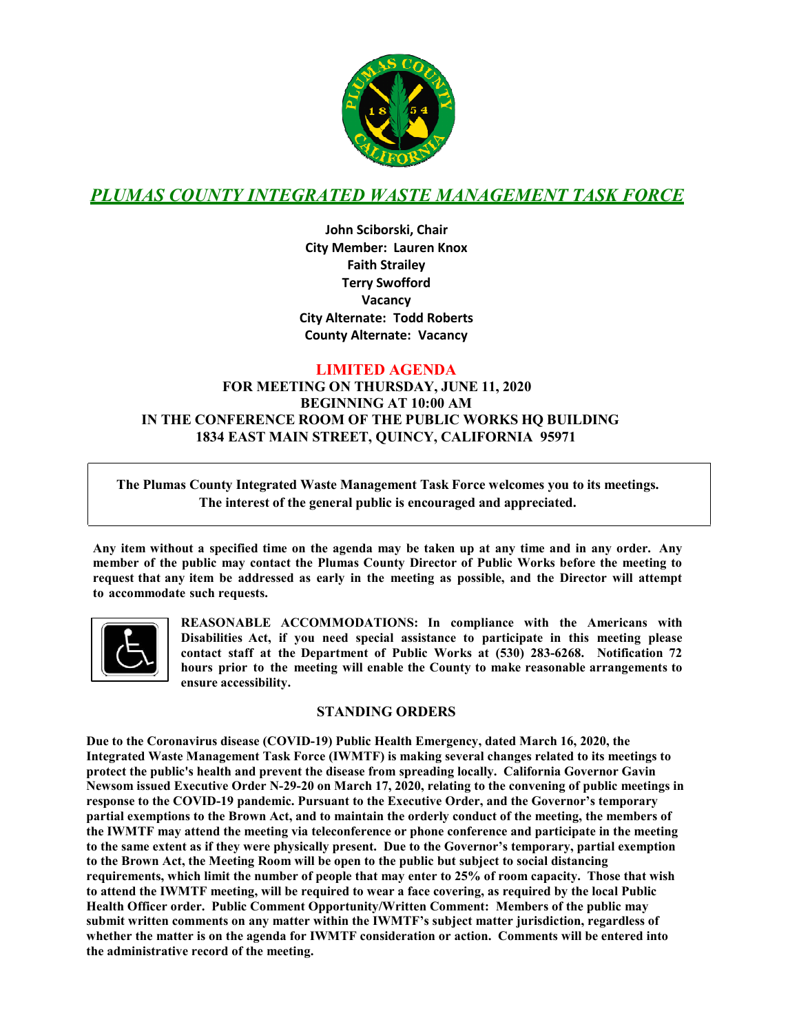# *PLUMAS COUNTY INTEGRATED WASTE MANAGEMENT TASK FORCE*

**John Sciborski, Chair**
**City Member: Lauren Knox**
**Faith Strailey**
**Terry Swofford**
**Vacancy**
**City Alternate: Todd Roberts**
**County Alternate: Vacancy**

## LIMITED AGENDA

**FOR MEETING ON THURSDAY, JUNE 11, 2020**
**BEGINNING AT 10:00 AM**
**IN THE CONFERENCE ROOM OF THE PUBLIC WORKS HQ BUILDING**
**1834 EAST MAIN STREET, QUINCY, CALIFORNIA 95971**

**The Plumas County Integrated Waste Management Task Force welcomes you to its meetings. The interest of the general public is encouraged and appreciated.**

**Any item without a specified time on the agenda may be taken up at any time and in any order. Any member of the public may contact the Plumas County Director of Public Works before the meeting to request that any item be addressed as early in the meeting as possible, and the Director will attempt to accommodate such requests.**

**REASONABLE ACCOMMODATIONS: In compliance with the Americans with Disabilities Act, if you need special assistance to participate in this meeting please contact staff at the Department of Public Works at (530) 283-6268. Notification 72 hours prior to the meeting will enable the County to make reasonable arrangements to ensure accessibility.**

## STANDING ORDERS

**Due to the Coronavirus disease (COVID-19) Public Health Emergency, dated March 16, 2020, the Integrated Waste Management Task Force (IWMTF) is making several changes related to its meetings to protect the public's health and prevent the disease from spreading locally. California Governor Gavin Newsom issued Executive Order N-29-20 on March 17, 2020, relating to the convening of public meetings in response to the COVID-19 pandemic. Pursuant to the Executive Order, and the Governor's temporary partial exemptions to the Brown Act, and to maintain the orderly conduct of the meeting, the members of the IWMTF may attend the meeting via teleconference or phone conference and participate in the meeting to the same extent as if they were physically present. Due to the Governor's temporary, partial exemption to the Brown Act, the Meeting Room will be open to the public but subject to social distancing requirements, which limit the number of people that may enter to 25% of room capacity. Those that wish to attend the IWMTF meeting, will be required to wear a face covering, as required by the local Public Health Officer order. Public Comment Opportunity/Written Comment: Members of the public may submit written comments on any matter within the IWMTF's subject matter jurisdiction, regardless of whether the matter is on the agenda for IWMTF consideration or action. Comments will be entered into the administrative record of the meeting.**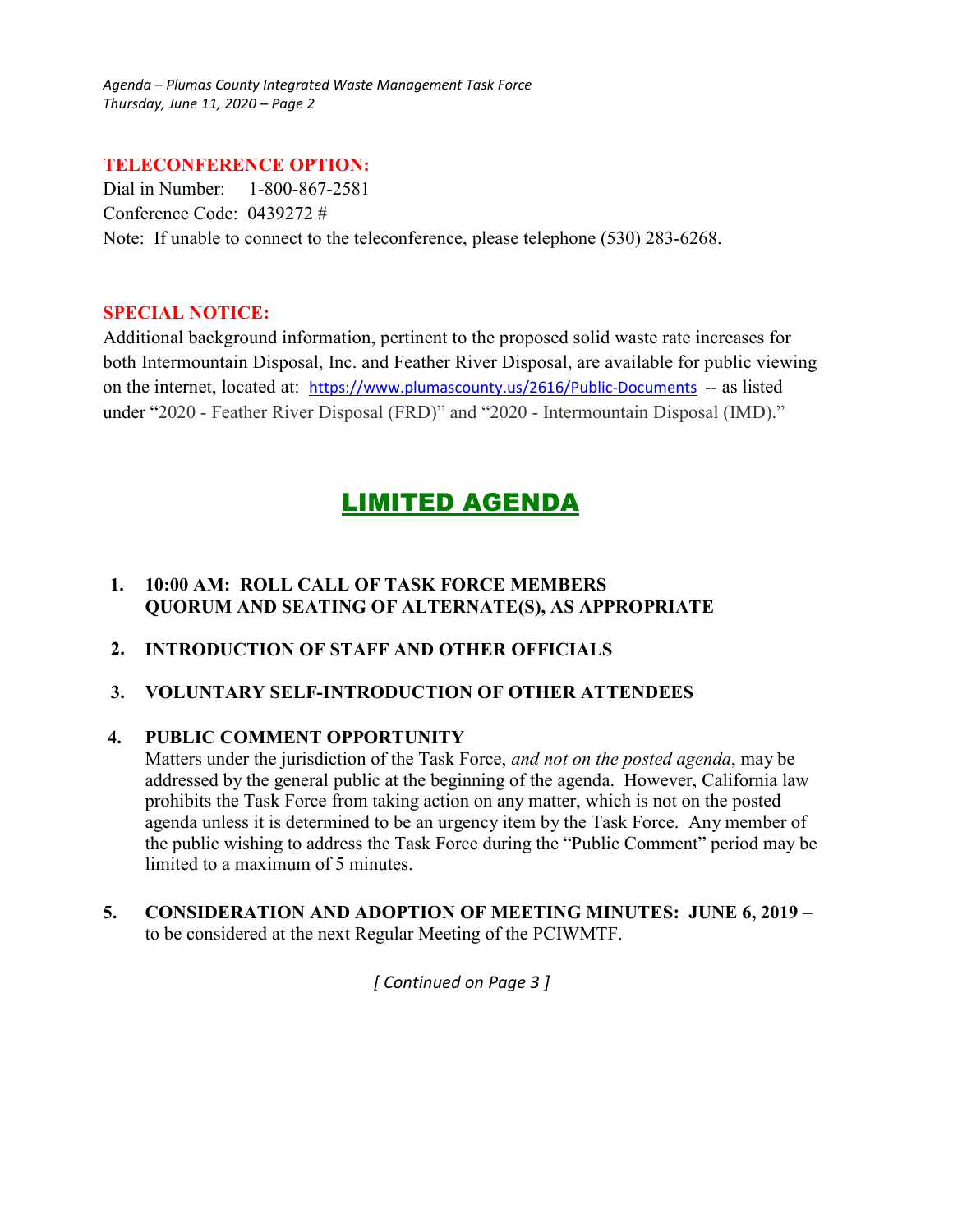**TELECONFERENCE OPTION:**

Dial in Number: 1-800-867-2581
Conference Code: 0439272 #
Note: If unable to connect to the teleconference, please telephone (530) 283-6268.

**SPECIAL NOTICE:**

Additional background information, pertinent to the proposed solid waste rate increases for both Intermountain Disposal, Inc. and Feather River Disposal, are available for public viewing on the internet, located at: https://www.plumascounty.us/2616/Public-Documents -- as listed under "2020 - Feather River Disposal (FRD)" and "2020 - Intermountain Disposal (IMD)."

# LIMITED AGENDA

1. **10:00 AM: ROLL CALL OF TASK FORCE MEMBERS QUORUM AND SEATING OF ALTERNATE(S), AS APPROPRIATE**

2. **INTRODUCTION OF STAFF AND OTHER OFFICIALS**

3. **VOLUNTARY SELF-INTRODUCTION OF OTHER ATTENDEES**

4. **PUBLIC COMMENT OPPORTUNITY**
   Matters under the jurisdiction of the Task Force, *and not on the posted agenda*, may be addressed by the general public at the beginning of the agenda. However, California law prohibits the Task Force from taking action on any matter, which is not on the posted agenda unless it is determined to be an urgency item by the Task Force. Any member of the public wishing to address the Task Force during the "Public Comment" period may be limited to a maximum of 5 minutes.

5. **CONSIDERATION AND ADOPTION OF MEETING MINUTES: JUNE 6, 2019** – to be considered at the next Regular Meeting of the PCIWMTF.

*[ Continued on Page 3 ]*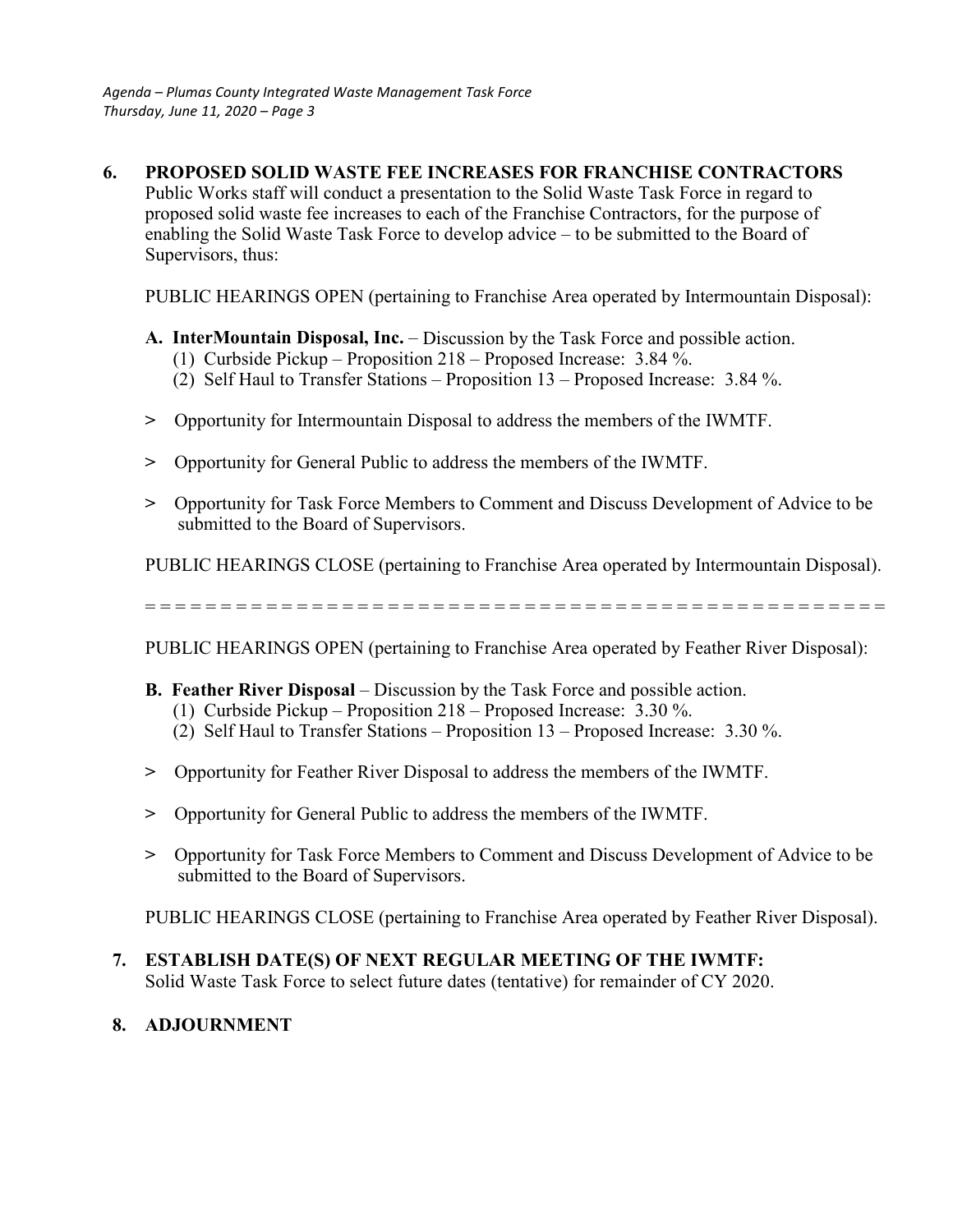**6. PROPOSED SOLID WASTE FEE INCREASES FOR FRANCHISE CONTRACTORS**
Public Works staff will conduct a presentation to the Solid Waste Task Force in regard to proposed solid waste fee increases to each of the Franchise Contractors, for the purpose of enabling the Solid Waste Task Force to develop advice – to be submitted to the Board of Supervisors, thus:

PUBLIC HEARINGS OPEN (pertaining to Franchise Area operated by Intermountain Disposal):

**A. InterMountain Disposal, Inc.** – Discussion by the Task Force and possible action.
(1) Curbside Pickup – Proposition 218 – Proposed Increase: 3.84 %.
(2) Self Haul to Transfer Stations – Proposition 13 – Proposed Increase: 3.84 %.

> Opportunity for Intermountain Disposal to address the members of the IWMTF.

> Opportunity for General Public to address the members of the IWMTF.

> Opportunity for Task Force Members to Comment and Discuss Development of Advice to be submitted to the Board of Supervisors.

PUBLIC HEARINGS CLOSE (pertaining to Franchise Area operated by Intermountain Disposal).

= = = = = = = = = = = = = = = = = = = = = = = = = = = = = = = = = = = = = = = = = = = = = = = = =

PUBLIC HEARINGS OPEN (pertaining to Franchise Area operated by Feather River Disposal):

**B. Feather River Disposal** – Discussion by the Task Force and possible action.
(1) Curbside Pickup – Proposition 218 – Proposed Increase: 3.30 %.
(2) Self Haul to Transfer Stations – Proposition 13 – Proposed Increase: 3.30 %.

> Opportunity for Feather River Disposal to address the members of the IWMTF.

> Opportunity for General Public to address the members of the IWMTF.

> Opportunity for Task Force Members to Comment and Discuss Development of Advice to be submitted to the Board of Supervisors.

PUBLIC HEARINGS CLOSE (pertaining to Franchise Area operated by Feather River Disposal).

**7. ESTABLISH DATE(S) OF NEXT REGULAR MEETING OF THE IWMTF:**
Solid Waste Task Force to select future dates (tentative) for remainder of CY 2020.

**8. ADJOURNMENT**